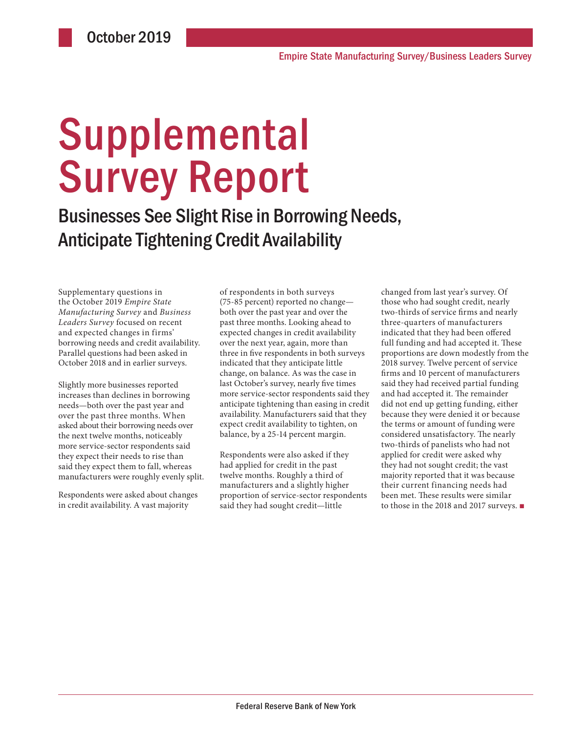October 2019

Empire State Manufacturing Survey/Business Leaders Survey

# Supplemental Survey Report

## Businesses See Slight Rise in Borrowing Needs, Anticipate Tightening Credit Availability

Supplementary questions in the October 2019 *Empire State Manufacturing Survey* and *Business Leaders Survey* focused on recent and expected changes in firms' borrowing needs and credit availability. Parallel questions had been asked in October 2018 and in earlier surveys.

Slightly more businesses reported increases than declines in borrowing needs—both over the past year and over the past three months. When asked about their borrowing needs over the next twelve months, noticeably more service-sector respondents said they expect their needs to rise than said they expect them to fall, whereas manufacturers were roughly evenly split.

Respondents were asked about changes in credit availability. A vast majority of respondents in both surveys (75-85 percent) reported no change—both over the past year and over the past three months. Looking ahead to expected changes in credit availability over the next year, again, more than three in five respondents in both surveys indicated that they anticipate little change, on balance. As was the case in last October's survey, nearly five times more service-sector respondents said they anticipate tightening than easing in credit availability. Manufacturers said that they expect credit availability to tighten, on balance, by a 25-14 percent margin.

Respondents were also asked if they had applied for credit in the past twelve months. Roughly a third of manufacturers and a slightly higher proportion of service-sector respondents said they had sought credit—little changed from last year's survey. Of those who had sought credit, nearly two-thirds of service firms and nearly three-quarters of manufacturers indicated that they had been offered full funding and had accepted it. These proportions are down modestly from the 2018 survey. Twelve percent of service firms and 10 percent of manufacturers said they had received partial funding and had accepted it. The remainder did not end up getting funding, either because they were denied it or because the terms or amount of funding were considered unsatisfactory. The nearly two-thirds of panelists who had not applied for credit were asked why they had not sought credit; the vast majority reported that it was because their current financing needs had been met. These results were similar to those in the 2018 and 2017 surveys. ■

Federal Reserve Bank of New York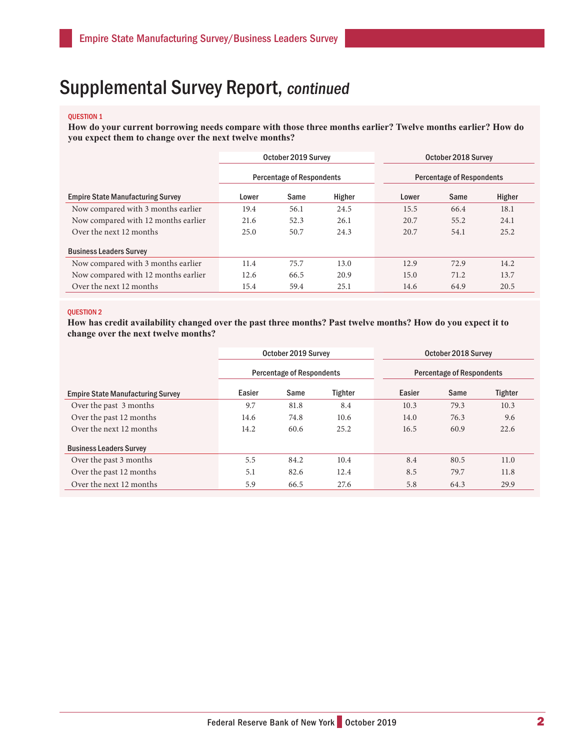# Supplemental Survey Report, *continued*

QUESTION 1

**How do your current borrowing needs compare with those three months earlier? Twelve months earlier? How do you expect them to change over the next twelve months?**

| | October 2019 Survey | | | October 2018 Survey | | |
|---|---|---|---|---|---|---|
| | Percentage of Respondents | | | Percentage of Respondents | | |
| **Empire State Manufacturing Survey** | Lower | Same | Higher | Lower | Same | Higher |
| Now compared with 3 months earlier | 19.4 | 56.1 | 24.5 | 15.5 | 66.4 | 18.1 |
| Now compared with 12 months earlier | 21.6 | 52.3 | 26.1 | 20.7 | 55.2 | 24.1 |
| Over the next 12 months | 25.0 | 50.7 | 24.3 | 20.7 | 54.1 | 25.2 |
| **Business Leaders Survey** | | | | | | |
| Now compared with 3 months earlier | 11.4 | 75.7 | 13.0 | 12.9 | 72.9 | 14.2 |
| Now compared with 12 months earlier | 12.6 | 66.5 | 20.9 | 15.0 | 71.2 | 13.7 |
| Over the next 12 months | 15.4 | 59.4 | 25.1 | 14.6 | 64.9 | 20.5 |

QUESTION 2

**How has credit availability changed over the past three months? Past twelve months? How do you expect it to change over the next twelve months?**

| | October 2019 Survey | | | October 2018 Survey | | |
|---|---|---|---|---|---|---|
| | Percentage of Respondents | | | Percentage of Respondents | | |
| **Empire State Manufacturing Survey** | Easier | Same | Tighter | Easier | Same | Tighter |
| Over the past 3 months | 9.7 | 81.8 | 8.4 | 10.3 | 79.3 | 10.3 |
| Over the past 12 months | 14.6 | 74.8 | 10.6 | 14.0 | 76.3 | 9.6 |
| Over the next 12 months | 14.2 | 60.6 | 25.2 | 16.5 | 60.9 | 22.6 |
| **Business Leaders Survey** | | | | | | |
| Over the past 3 months | 5.5 | 84.2 | 10.4 | 8.4 | 80.5 | 11.0 |
| Over the past 12 months | 5.1 | 82.6 | 12.4 | 8.5 | 79.7 | 11.8 |
| Over the next 12 months | 5.9 | 66.5 | 27.6 | 5.8 | 64.3 | 29.9 |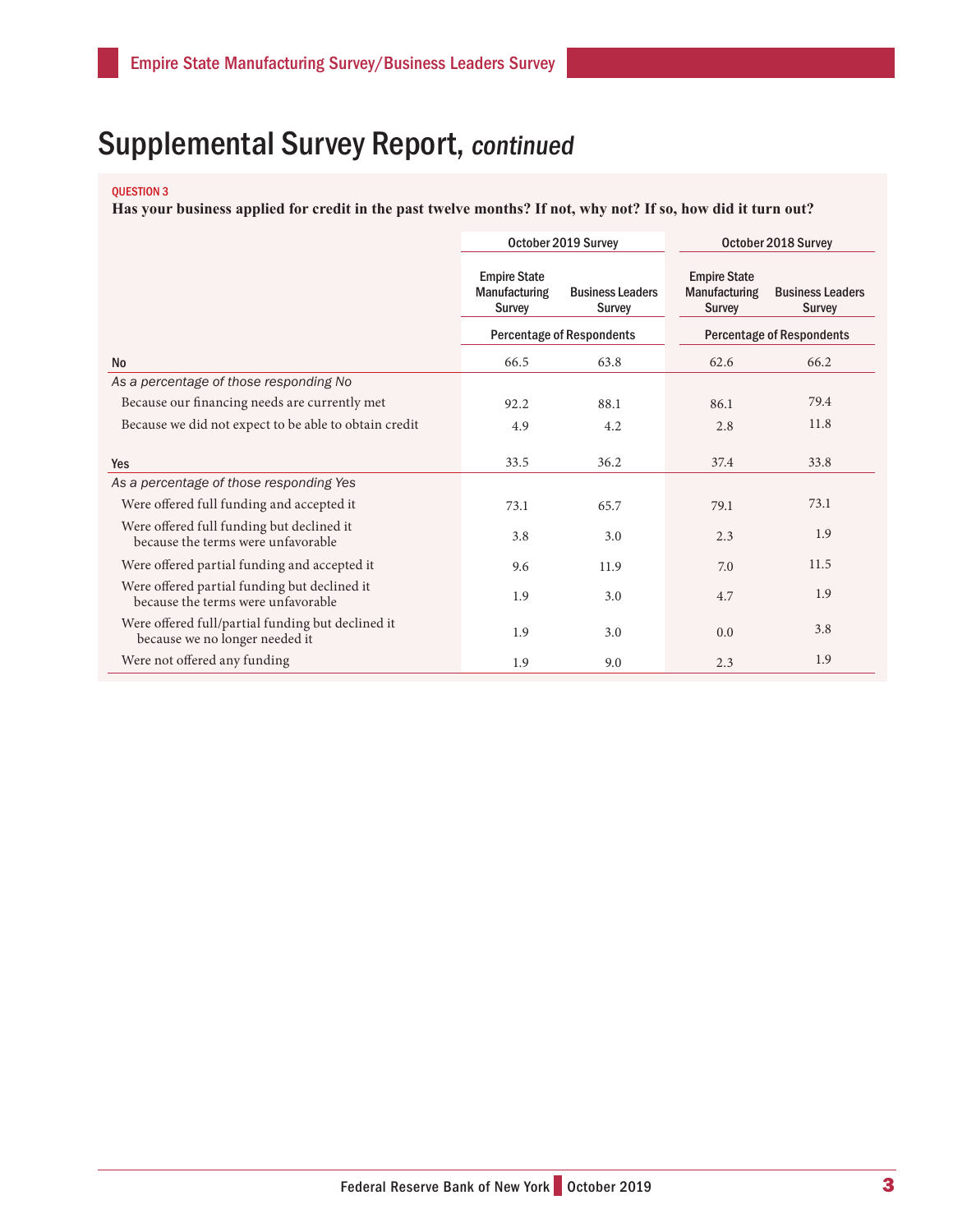## Supplemental Survey Report, *continued*

**QUESTION 3**

**Has your business applied for credit in the past twelve months? If not, why not? If so, how did it turn out?**

| | October 2019 Survey | | October 2018 Survey | |
|---|---|---|---|---|
| | Empire State Manufacturing Survey | Business Leaders Survey | Empire State Manufacturing Survey | Business Leaders Survey |
| | Percentage of Respondents | | Percentage of Respondents | |
| No | 66.5 | 63.8 | 62.6 | 66.2 |
| *As a percentage of those responding No* | | | | |
| Because our financing needs are currently met | 92.2 | 88.1 | 86.1 | 79.4 |
| Because we did not expect to be able to obtain credit | 4.9 | 4.2 | 2.8 | 11.8 |
| Yes | 33.5 | 36.2 | 37.4 | 33.8 |
| *As a percentage of those responding Yes* | | | | |
| Were offered full funding and accepted it | 73.1 | 65.7 | 79.1 | 73.1 |
| Were offered full funding but declined it because the terms were unfavorable | 3.8 | 3.0 | 2.3 | 1.9 |
| Were offered partial funding and accepted it | 9.6 | 11.9 | 7.0 | 11.5 |
| Were offered partial funding but declined it because the terms were unfavorable | 1.9 | 3.0 | 4.7 | 1.9 |
| Were offered full/partial funding but declined it because we no longer needed it | 1.9 | 3.0 | 0.0 | 3.8 |
| Were not offered any funding | 1.9 | 9.0 | 2.3 | 1.9 |